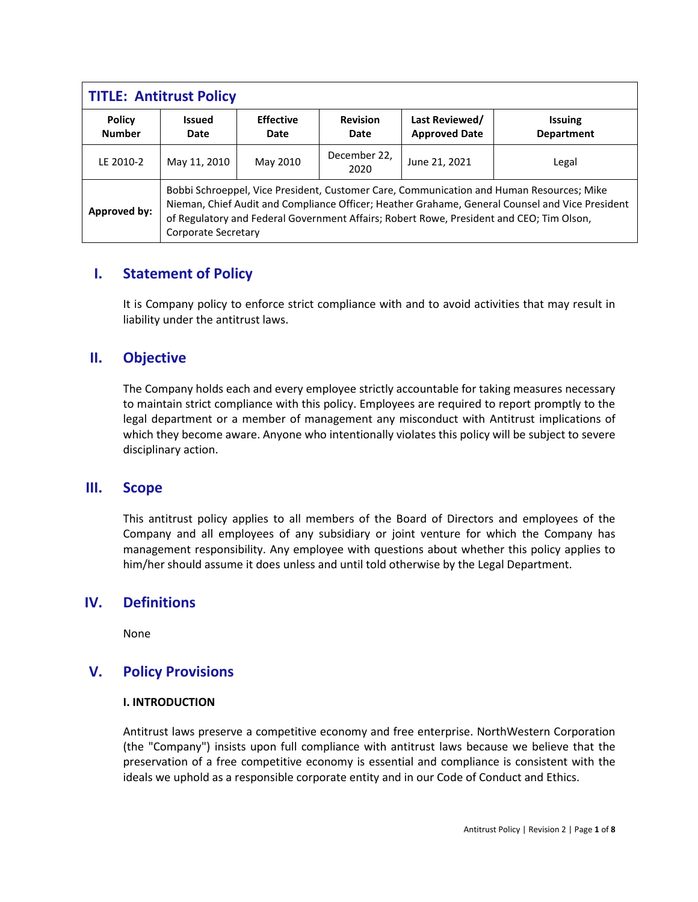| TITLE: Antitrust Policy | | | | | |
|---|---|---|---|---|---|
| **Policy Number** | **Issued Date** | **Effective Date** | **Revision Date** | **Last Reviewed/ Approved Date** | **Issuing Department** |
| LE 2010-2 | May 11, 2010 | May 2010 | December 22, 2020 | June 21, 2021 | Legal |
| **Approved by:** | Bobbi Schroeppel, Vice President, Customer Care, Communication and Human Resources; Mike Nieman, Chief Audit and Compliance Officer; Heather Grahame, General Counsel and Vice President of Regulatory and Federal Government Affairs; Robert Rowe, President and CEO; Tim Olson, Corporate Secretary | | | | |

## I. Statement of Policy

It is Company policy to enforce strict compliance with and to avoid activities that may result in liability under the antitrust laws.

## II. Objective

The Company holds each and every employee strictly accountable for taking measures necessary to maintain strict compliance with this policy. Employees are required to report promptly to the legal department or a member of management any misconduct with Antitrust implications of which they become aware. Anyone who intentionally violates this policy will be subject to severe disciplinary action.

## III. Scope

This antitrust policy applies to all members of the Board of Directors and employees of the Company and all employees of any subsidiary or joint venture for which the Company has management responsibility. Any employee with questions about whether this policy applies to him/her should assume it does unless and until told otherwise by the Legal Department.

## IV. Definitions

None

## V. Policy Provisions

### I. INTRODUCTION

Antitrust laws preserve a competitive economy and free enterprise. NorthWestern Corporation (the "Company") insists upon full compliance with antitrust laws because we believe that the preservation of a free competitive economy is essential and compliance is consistent with the ideals we uphold as a responsible corporate entity and in our Code of Conduct and Ethics.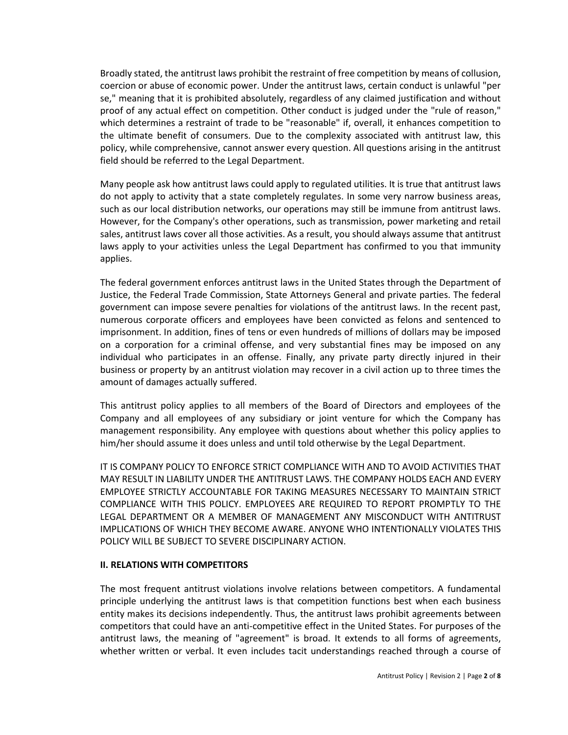Broadly stated, the antitrust laws prohibit the restraint of free competition by means of collusion, coercion or abuse of economic power. Under the antitrust laws, certain conduct is unlawful "per se," meaning that it is prohibited absolutely, regardless of any claimed justification and without proof of any actual effect on competition. Other conduct is judged under the "rule of reason," which determines a restraint of trade to be "reasonable" if, overall, it enhances competition to the ultimate benefit of consumers. Due to the complexity associated with antitrust law, this policy, while comprehensive, cannot answer every question. All questions arising in the antitrust field should be referred to the Legal Department.

Many people ask how antitrust laws could apply to regulated utilities. It is true that antitrust laws do not apply to activity that a state completely regulates. In some very narrow business areas, such as our local distribution networks, our operations may still be immune from antitrust laws. However, for the Company's other operations, such as transmission, power marketing and retail sales, antitrust laws cover all those activities. As a result, you should always assume that antitrust laws apply to your activities unless the Legal Department has confirmed to you that immunity applies.

The federal government enforces antitrust laws in the United States through the Department of Justice, the Federal Trade Commission, State Attorneys General and private parties. The federal government can impose severe penalties for violations of the antitrust laws. In the recent past, numerous corporate officers and employees have been convicted as felons and sentenced to imprisonment. In addition, fines of tens or even hundreds of millions of dollars may be imposed on a corporation for a criminal offense, and very substantial fines may be imposed on any individual who participates in an offense. Finally, any private party directly injured in their business or property by an antitrust violation may recover in a civil action up to three times the amount of damages actually suffered.

This antitrust policy applies to all members of the Board of Directors and employees of the Company and all employees of any subsidiary or joint venture for which the Company has management responsibility. Any employee with questions about whether this policy applies to him/her should assume it does unless and until told otherwise by the Legal Department.

IT IS COMPANY POLICY TO ENFORCE STRICT COMPLIANCE WITH AND TO AVOID ACTIVITIES THAT MAY RESULT IN LIABILITY UNDER THE ANTITRUST LAWS. THE COMPANY HOLDS EACH AND EVERY EMPLOYEE STRICTLY ACCOUNTABLE FOR TAKING MEASURES NECESSARY TO MAINTAIN STRICT COMPLIANCE WITH THIS POLICY. EMPLOYEES ARE REQUIRED TO REPORT PROMPTLY TO THE LEGAL DEPARTMENT OR A MEMBER OF MANAGEMENT ANY MISCONDUCT WITH ANTITRUST IMPLICATIONS OF WHICH THEY BECOME AWARE. ANYONE WHO INTENTIONALLY VIOLATES THIS POLICY WILL BE SUBJECT TO SEVERE DISCIPLINARY ACTION.

## II. RELATIONS WITH COMPETITORS

The most frequent antitrust violations involve relations between competitors. A fundamental principle underlying the antitrust laws is that competition functions best when each business entity makes its decisions independently. Thus, the antitrust laws prohibit agreements between competitors that could have an anti-competitive effect in the United States. For purposes of the antitrust laws, the meaning of "agreement" is broad. It extends to all forms of agreements, whether written or verbal. It even includes tacit understandings reached through a course of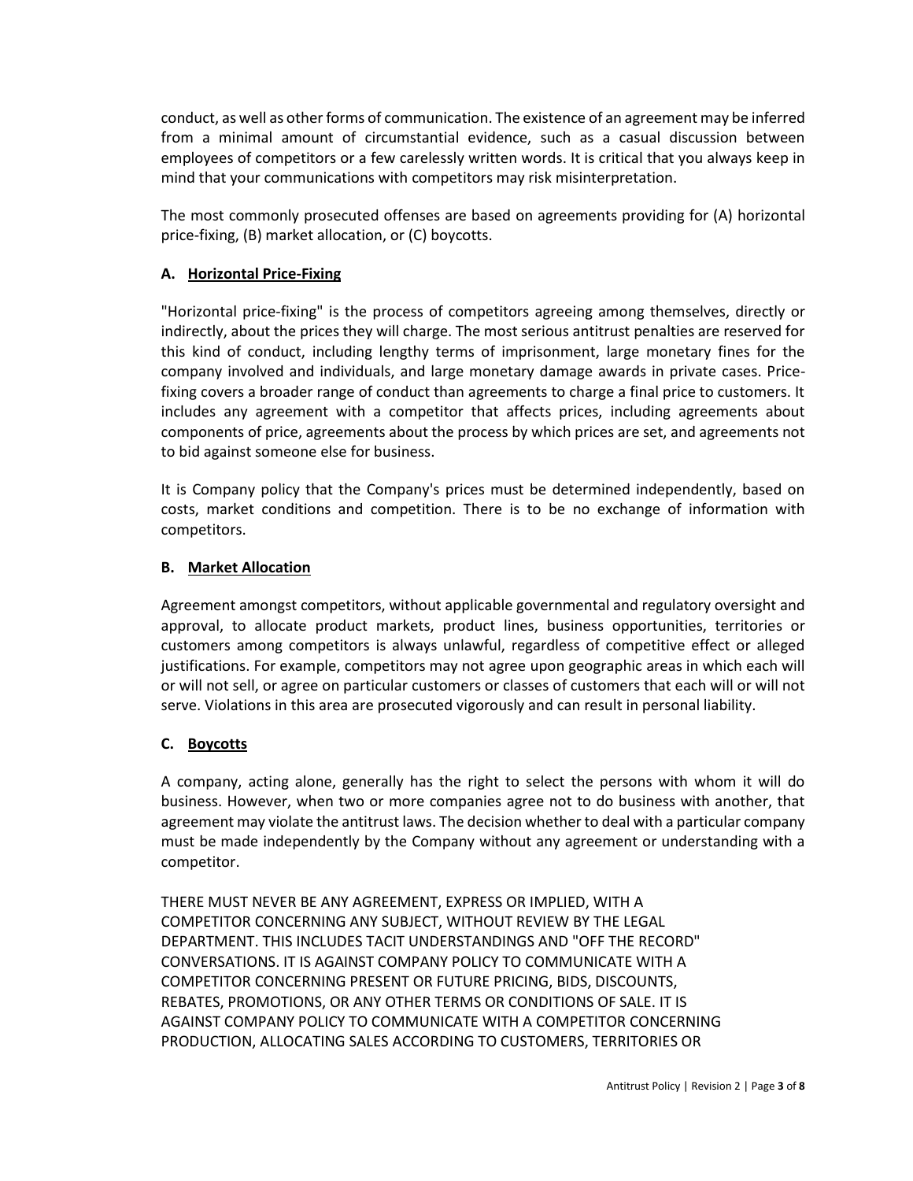conduct, as well as other forms of communication. The existence of an agreement may be inferred from a minimal amount of circumstantial evidence, such as a casual discussion between employees of competitors or a few carelessly written words. It is critical that you always keep in mind that your communications with competitors may risk misinterpretation.

The most commonly prosecuted offenses are based on agreements providing for (A) horizontal price-fixing, (B) market allocation, or (C) boycotts.

### A. <u>Horizontal Price-Fixing</u>

"Horizontal price-fixing" is the process of competitors agreeing among themselves, directly or indirectly, about the prices they will charge. The most serious antitrust penalties are reserved for this kind of conduct, including lengthy terms of imprisonment, large monetary fines for the company involved and individuals, and large monetary damage awards in private cases. Price-fixing covers a broader range of conduct than agreements to charge a final price to customers. It includes any agreement with a competitor that affects prices, including agreements about components of price, agreements about the process by which prices are set, and agreements not to bid against someone else for business.

It is Company policy that the Company's prices must be determined independently, based on costs, market conditions and competition. There is to be no exchange of information with competitors.

### B. <u>Market Allocation</u>

Agreement amongst competitors, without applicable governmental and regulatory oversight and approval, to allocate product markets, product lines, business opportunities, territories or customers among competitors is always unlawful, regardless of competitive effect or alleged justifications. For example, competitors may not agree upon geographic areas in which each will or will not sell, or agree on particular customers or classes of customers that each will or will not serve. Violations in this area are prosecuted vigorously and can result in personal liability.

### C. <u>Boycotts</u>

A company, acting alone, generally has the right to select the persons with whom it will do business. However, when two or more companies agree not to do business with another, that agreement may violate the antitrust laws. The decision whether to deal with a particular company must be made independently by the Company without any agreement or understanding with a competitor.

THERE MUST NEVER BE ANY AGREEMENT, EXPRESS OR IMPLIED, WITH A COMPETITOR CONCERNING ANY SUBJECT, WITHOUT REVIEW BY THE LEGAL DEPARTMENT. THIS INCLUDES TACIT UNDERSTANDINGS AND "OFF THE RECORD" CONVERSATIONS. IT IS AGAINST COMPANY POLICY TO COMMUNICATE WITH A COMPETITOR CONCERNING PRESENT OR FUTURE PRICING, BIDS, DISCOUNTS, REBATES, PROMOTIONS, OR ANY OTHER TERMS OR CONDITIONS OF SALE. IT IS AGAINST COMPANY POLICY TO COMMUNICATE WITH A COMPETITOR CONCERNING PRODUCTION, ALLOCATING SALES ACCORDING TO CUSTOMERS, TERRITORIES OR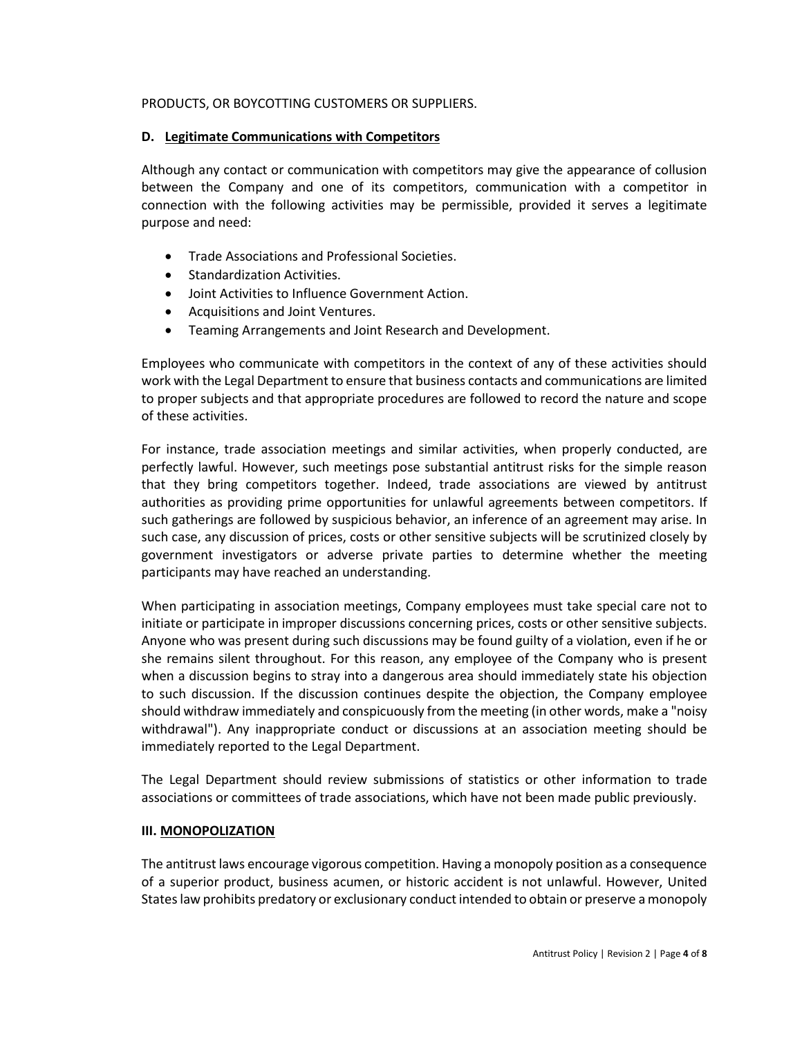PRODUCTS, OR BOYCOTTING CUSTOMERS OR SUPPLIERS.

### D. Legitimate Communications with Competitors

Although any contact or communication with competitors may give the appearance of collusion between the Company and one of its competitors, communication with a competitor in connection with the following activities may be permissible, provided it serves a legitimate purpose and need:

- Trade Associations and Professional Societies.
- Standardization Activities.
- Joint Activities to Influence Government Action.
- Acquisitions and Joint Ventures.
- Teaming Arrangements and Joint Research and Development.

Employees who communicate with competitors in the context of any of these activities should work with the Legal Department to ensure that business contacts and communications are limited to proper subjects and that appropriate procedures are followed to record the nature and scope of these activities.

For instance, trade association meetings and similar activities, when properly conducted, are perfectly lawful. However, such meetings pose substantial antitrust risks for the simple reason that they bring competitors together. Indeed, trade associations are viewed by antitrust authorities as providing prime opportunities for unlawful agreements between competitors. If such gatherings are followed by suspicious behavior, an inference of an agreement may arise. In such case, any discussion of prices, costs or other sensitive subjects will be scrutinized closely by government investigators or adverse private parties to determine whether the meeting participants may have reached an understanding.

When participating in association meetings, Company employees must take special care not to initiate or participate in improper discussions concerning prices, costs or other sensitive subjects. Anyone who was present during such discussions may be found guilty of a violation, even if he or she remains silent throughout. For this reason, any employee of the Company who is present when a discussion begins to stray into a dangerous area should immediately state his objection to such discussion. If the discussion continues despite the objection, the Company employee should withdraw immediately and conspicuously from the meeting (in other words, make a "noisy withdrawal"). Any inappropriate conduct or discussions at an association meeting should be immediately reported to the Legal Department.

The Legal Department should review submissions of statistics or other information to trade associations or committees of trade associations, which have not been made public previously.

## III. MONOPOLIZATION

The antitrust laws encourage vigorous competition. Having a monopoly position as a consequence of a superior product, business acumen, or historic accident is not unlawful. However, United States law prohibits predatory or exclusionary conduct intended to obtain or preserve a monopoly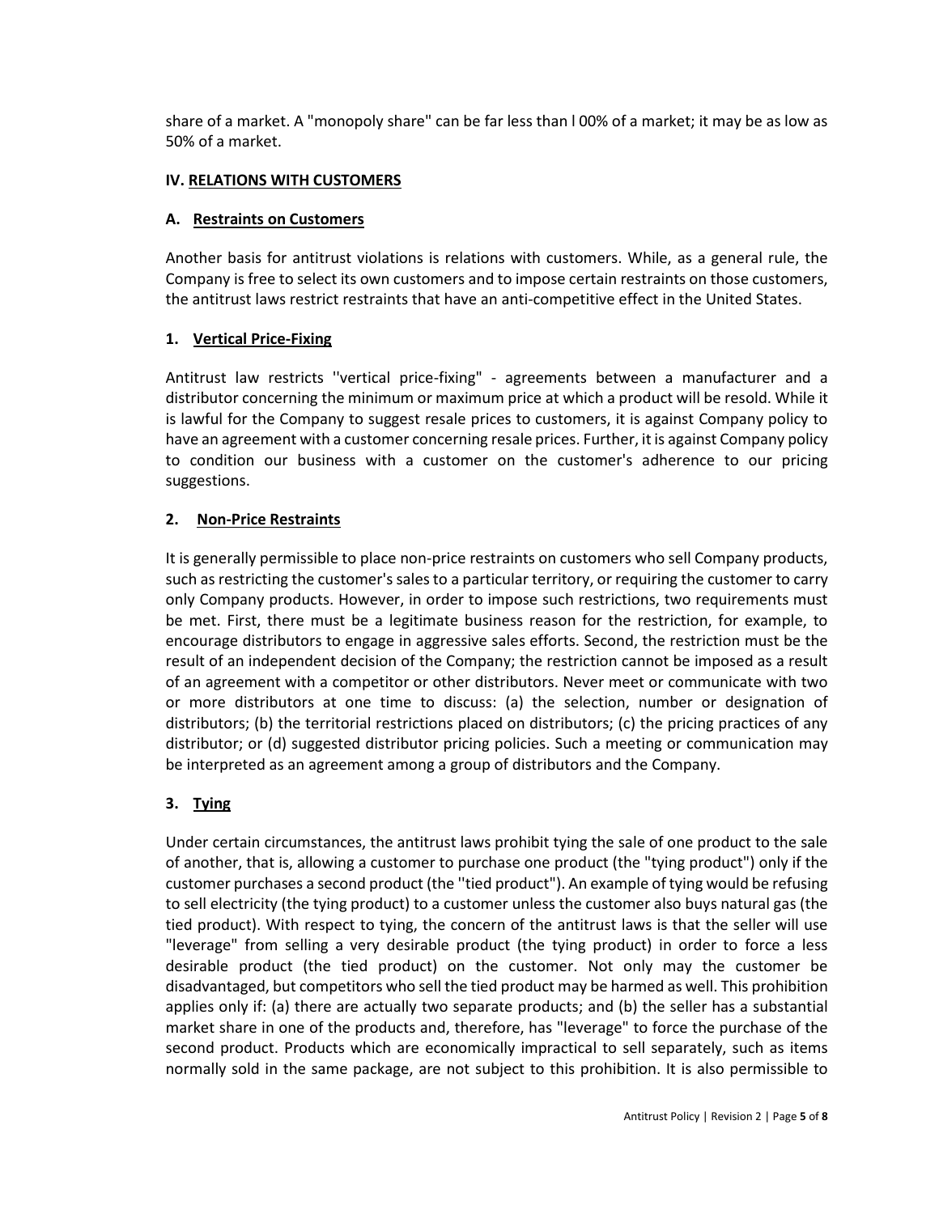share of a market. A "monopoly share" can be far less than l 00% of a market; it may be as low as 50% of a market.

## IV. RELATIONS WITH CUSTOMERS

### A. Restraints on Customers

Another basis for antitrust violations is relations with customers. While, as a general rule, the Company is free to select its own customers and to impose certain restraints on those customers, the antitrust laws restrict restraints that have an anti-competitive effect in the United States.

#### 1. Vertical Price-Fixing

Antitrust law restricts ''vertical price-fixing" - agreements between a manufacturer and a distributor concerning the minimum or maximum price at which a product will be resold. While it is lawful for the Company to suggest resale prices to customers, it is against Company policy to have an agreement with a customer concerning resale prices. Further, it is against Company policy to condition our business with a customer on the customer's adherence to our pricing suggestions.

#### 2. Non-Price Restraints

It is generally permissible to place non-price restraints on customers who sell Company products, such as restricting the customer's sales to a particular territory, or requiring the customer to carry only Company products. However, in order to impose such restrictions, two requirements must be met. First, there must be a legitimate business reason for the restriction, for example, to encourage distributors to engage in aggressive sales efforts. Second, the restriction must be the result of an independent decision of the Company; the restriction cannot be imposed as a result of an agreement with a competitor or other distributors. Never meet or communicate with two or more distributors at one time to discuss: (a) the selection, number or designation of distributors; (b) the territorial restrictions placed on distributors; (c) the pricing practices of any distributor; or (d) suggested distributor pricing policies. Such a meeting or communication may be interpreted as an agreement among a group of distributors and the Company.

#### 3. Tying

Under certain circumstances, the antitrust laws prohibit tying the sale of one product to the sale of another, that is, allowing a customer to purchase one product (the "tying product") only if the customer purchases a second product (the ''tied product"). An example of tying would be refusing to sell electricity (the tying product) to a customer unless the customer also buys natural gas (the tied product). With respect to tying, the concern of the antitrust laws is that the seller will use "leverage" from selling a very desirable product (the tying product) in order to force a less desirable product (the tied product) on the customer. Not only may the customer be disadvantaged, but competitors who sell the tied product may be harmed as well. This prohibition applies only if: (a) there are actually two separate products; and (b) the seller has a substantial market share in one of the products and, therefore, has "leverage" to force the purchase of the second product. Products which are economically impractical to sell separately, such as items normally sold in the same package, are not subject to this prohibition. It is also permissible to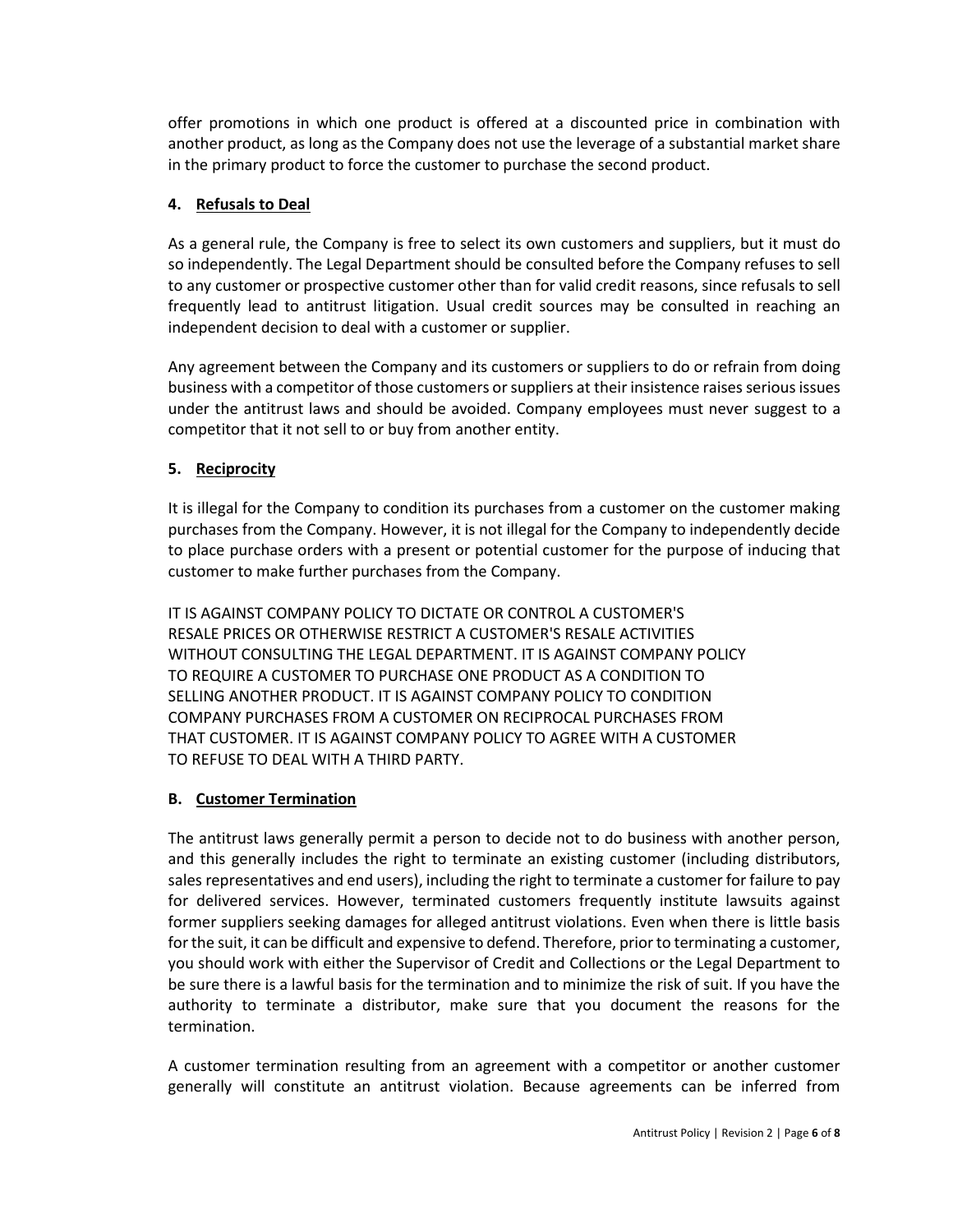offer promotions in which one product is offered at a discounted price in combination with another product, as long as the Company does not use the leverage of a substantial market share in the primary product to force the customer to purchase the second product.

#### 4. Refusals to Deal

As a general rule, the Company is free to select its own customers and suppliers, but it must do so independently. The Legal Department should be consulted before the Company refuses to sell to any customer or prospective customer other than for valid credit reasons, since refusals to sell frequently lead to antitrust litigation. Usual credit sources may be consulted in reaching an independent decision to deal with a customer or supplier.

Any agreement between the Company and its customers or suppliers to do or refrain from doing business with a competitor of those customers or suppliers at their insistence raises serious issues under the antitrust laws and should be avoided. Company employees must never suggest to a competitor that it not sell to or buy from another entity.

#### 5. Reciprocity

It is illegal for the Company to condition its purchases from a customer on the customer making purchases from the Company. However, it is not illegal for the Company to independently decide to place purchase orders with a present or potential customer for the purpose of inducing that customer to make further purchases from the Company.

IT IS AGAINST COMPANY POLICY TO DICTATE OR CONTROL A CUSTOMER'S RESALE PRICES OR OTHERWISE RESTRICT A CUSTOMER'S RESALE ACTIVITIES WITHOUT CONSULTING THE LEGAL DEPARTMENT. IT IS AGAINST COMPANY POLICY TO REQUIRE A CUSTOMER TO PURCHASE ONE PRODUCT AS A CONDITION TO SELLING ANOTHER PRODUCT. IT IS AGAINST COMPANY POLICY TO CONDITION COMPANY PURCHASES FROM A CUSTOMER ON RECIPROCAL PURCHASES FROM THAT CUSTOMER. IT IS AGAINST COMPANY POLICY TO AGREE WITH A CUSTOMER TO REFUSE TO DEAL WITH A THIRD PARTY.

### B. Customer Termination

The antitrust laws generally permit a person to decide not to do business with another person, and this generally includes the right to terminate an existing customer (including distributors, sales representatives and end users), including the right to terminate a customer for failure to pay for delivered services. However, terminated customers frequently institute lawsuits against former suppliers seeking damages for alleged antitrust violations. Even when there is little basis for the suit, it can be difficult and expensive to defend. Therefore, prior to terminating a customer, you should work with either the Supervisor of Credit and Collections or the Legal Department to be sure there is a lawful basis for the termination and to minimize the risk of suit. If you have the authority to terminate a distributor, make sure that you document the reasons for the termination.

A customer termination resulting from an agreement with a competitor or another customer generally will constitute an antitrust violation. Because agreements can be inferred from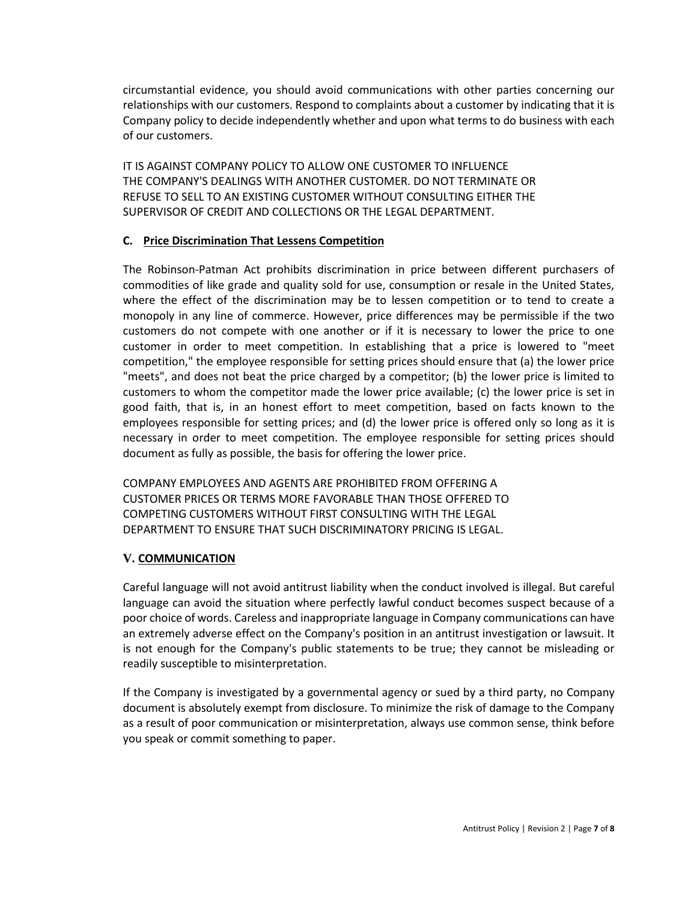circumstantial evidence, you should avoid communications with other parties concerning our relationships with our customers. Respond to complaints about a customer by indicating that it is Company policy to decide independently whether and upon what terms to do business with each of our customers.

IT IS AGAINST COMPANY POLICY TO ALLOW ONE CUSTOMER TO INFLUENCE THE COMPANY'S DEALINGS WITH ANOTHER CUSTOMER. DO NOT TERMINATE OR REFUSE TO SELL TO AN EXISTING CUSTOMER WITHOUT CONSULTING EITHER THE SUPERVISOR OF CREDIT AND COLLECTIONS OR THE LEGAL DEPARTMENT.

### C. <u>Price Discrimination That Lessens Competition</u>

The Robinson-Patman Act prohibits discrimination in price between different purchasers of commodities of like grade and quality sold for use, consumption or resale in the United States, where the effect of the discrimination may be to lessen competition or to tend to create a monopoly in any line of commerce. However, price differences may be permissible if the two customers do not compete with one another or if it is necessary to lower the price to one customer in order to meet competition. In establishing that a price is lowered to "meet competition," the employee responsible for setting prices should ensure that (a) the lower price "meets", and does not beat the price charged by a competitor; (b) the lower price is limited to customers to whom the competitor made the lower price available; (c) the lower price is set in good faith, that is, in an honest effort to meet competition, based on facts known to the employees responsible for setting prices; and (d) the lower price is offered only so long as it is necessary in order to meet competition. The employee responsible for setting prices should document as fully as possible, the basis for offering the lower price.

COMPANY EMPLOYEES AND AGENTS ARE PROHIBITED FROM OFFERING A CUSTOMER PRICES OR TERMS MORE FAVORABLE THAN THOSE OFFERED TO COMPETING CUSTOMERS WITHOUT FIRST CONSULTING WITH THE LEGAL DEPARTMENT TO ENSURE THAT SUCH DISCRIMINATORY PRICING IS LEGAL.

## V. <u>COMMUNICATION</u>

Careful language will not avoid antitrust liability when the conduct involved is illegal. But careful language can avoid the situation where perfectly lawful conduct becomes suspect because of a poor choice of words. Careless and inappropriate language in Company communications can have an extremely adverse effect on the Company's position in an antitrust investigation or lawsuit. It is not enough for the Company's public statements to be true; they cannot be misleading or readily susceptible to misinterpretation.

If the Company is investigated by a governmental agency or sued by a third party, no Company document is absolutely exempt from disclosure. To minimize the risk of damage to the Company as a result of poor communication or misinterpretation, always use common sense, think before you speak or commit something to paper.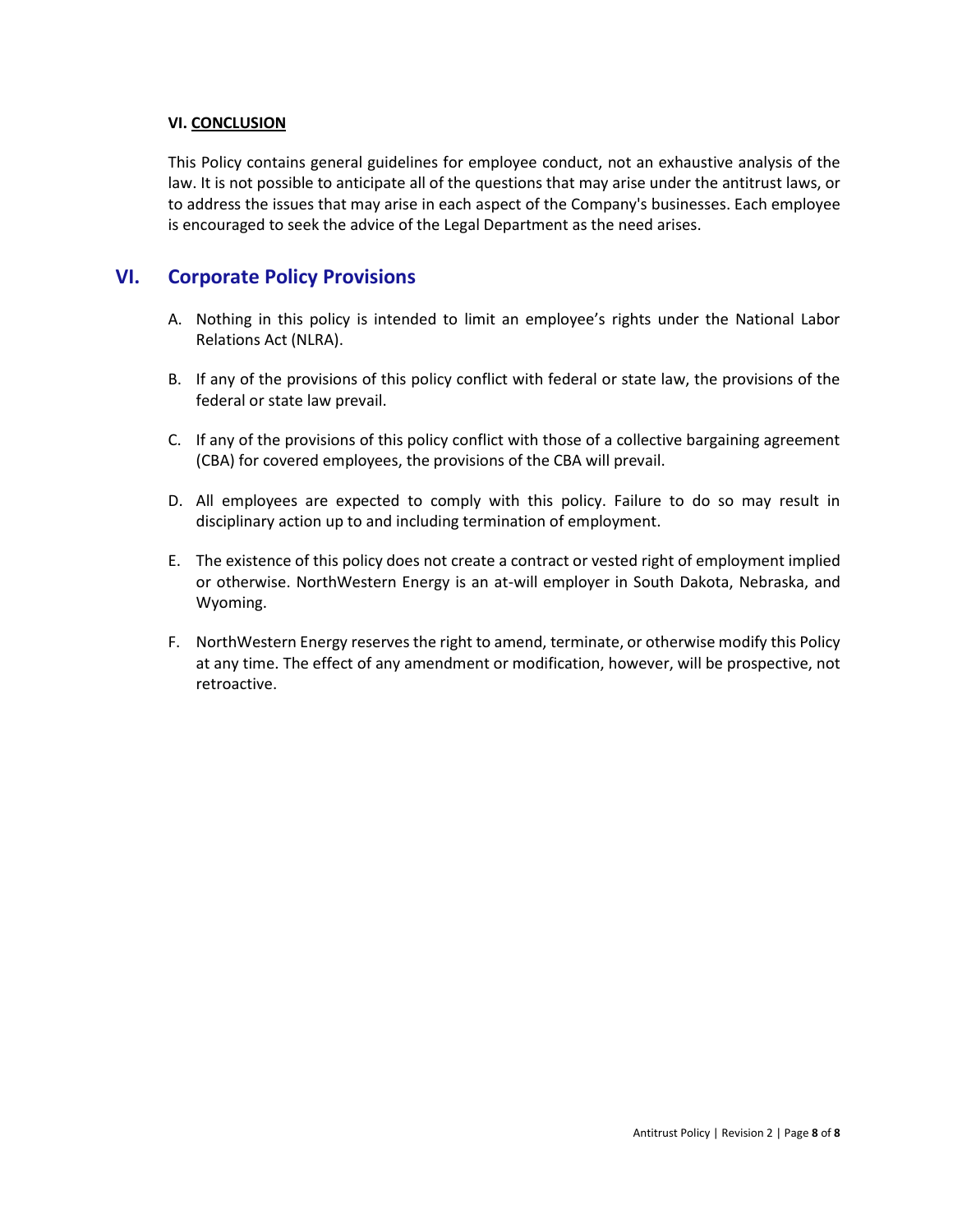**VI. <u>CONCLUSION</u>**

This Policy contains general guidelines for employee conduct, not an exhaustive analysis of the law. It is not possible to anticipate all of the questions that may arise under the antitrust laws, or to address the issues that may arise in each aspect of the Company's businesses. Each employee is encouraged to seek the advice of the Legal Department as the need arises.

## VI. Corporate Policy Provisions

A. Nothing in this policy is intended to limit an employee's rights under the National Labor Relations Act (NLRA).

B. If any of the provisions of this policy conflict with federal or state law, the provisions of the federal or state law prevail.

C. If any of the provisions of this policy conflict with those of a collective bargaining agreement (CBA) for covered employees, the provisions of the CBA will prevail.

D. All employees are expected to comply with this policy. Failure to do so may result in disciplinary action up to and including termination of employment.

E. The existence of this policy does not create a contract or vested right of employment implied or otherwise. NorthWestern Energy is an at-will employer in South Dakota, Nebraska, and Wyoming.

F. NorthWestern Energy reserves the right to amend, terminate, or otherwise modify this Policy at any time. The effect of any amendment or modification, however, will be prospective, not retroactive.